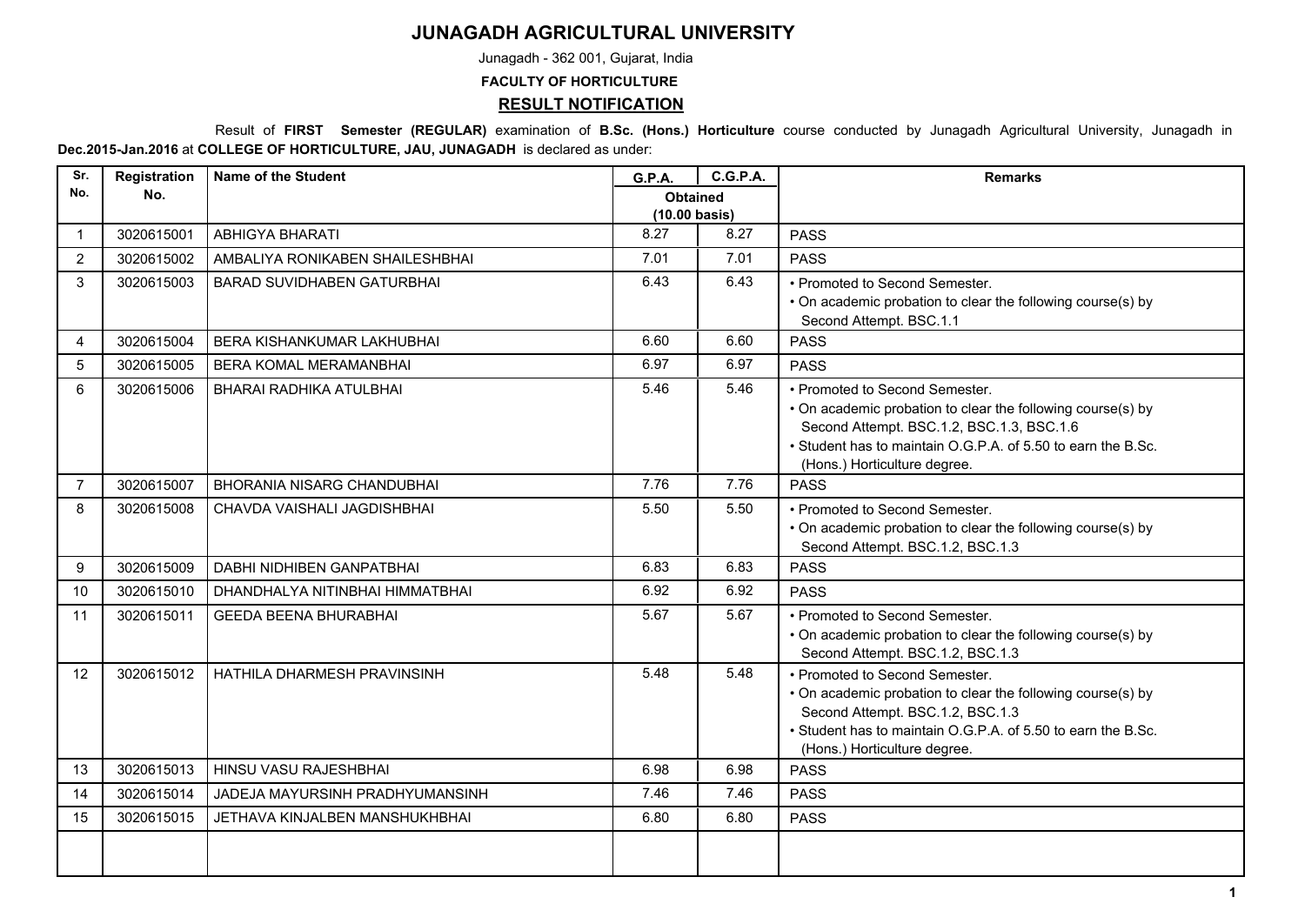# JUNAGADH AGRICULTURAL UNIVERSITY

Junagadh - 362 001, Gujarat, India

**FACULTY OF HORTICULTURE**

## RESULT NOTIFICATION

Result of **FIRST Semester (REGULAR)** examination of **B.Sc. (Hons.) Horticulture** course conducted by Junagadh Agricultural University, Junagadh in **Dec.2015-Jan.2016** at **COLLEGE OF HORTICULTURE, JAU, JUNAGADH** is declared as under:

| Sr. No. | Registration No. | Name of the Student | G.P.A. | C.G.P.A. | Remarks |
|---|---|---|---|---|---|
| | | | Obtained (10.00 basis) | | |
| 1 | 3020615001 | ABHIGYA BHARATI | 8.27 | 8.27 | PASS |
| 2 | 3020615002 | AMBALIYA RONIKABEN SHAILESHBHAI | 7.01 | 7.01 | PASS |
| 3 | 3020615003 | BARAD SUVIDHABEN GATURBHAI | 6.43 | 6.43 | • Promoted to Second Semester.<br>• On academic probation to clear the following course(s) by Second Attempt. BSC.1.1 |
| 4 | 3020615004 | BERA KISHANKUMAR LAKHUBHAI | 6.60 | 6.60 | PASS |
| 5 | 3020615005 | BERA KOMAL MERAMANBHAI | 6.97 | 6.97 | PASS |
| 6 | 3020615006 | BHARAI RADHIKA ATULBHAI | 5.46 | 5.46 | • Promoted to Second Semester.<br>• On academic probation to clear the following course(s) by Second Attempt. BSC.1.2, BSC.1.3, BSC.1.6<br>• Student has to maintain O.G.P.A. of 5.50 to earn the B.Sc. (Hons.) Horticulture degree. |
| 7 | 3020615007 | BHORANIA NISARG CHANDUBHAI | 7.76 | 7.76 | PASS |
| 8 | 3020615008 | CHAVDA VAISHALI JAGDISHBHAI | 5.50 | 5.50 | • Promoted to Second Semester.<br>• On academic probation to clear the following course(s) by Second Attempt. BSC.1.2, BSC.1.3 |
| 9 | 3020615009 | DABHI NIDHIBEN GANPATBHAI | 6.83 | 6.83 | PASS |
| 10 | 3020615010 | DHANDHALYA NITINBHAI HIMMATBHAI | 6.92 | 6.92 | PASS |
| 11 | 3020615011 | GEEDA BEENA BHURABHAI | 5.67 | 5.67 | • Promoted to Second Semester.<br>• On academic probation to clear the following course(s) by Second Attempt. BSC.1.2, BSC.1.3 |
| 12 | 3020615012 | HATHILA DHARMESH PRAVINSINH | 5.48 | 5.48 | • Promoted to Second Semester.<br>• On academic probation to clear the following course(s) by Second Attempt. BSC.1.2, BSC.1.3<br>• Student has to maintain O.G.P.A. of 5.50 to earn the B.Sc. (Hons.) Horticulture degree. |
| 13 | 3020615013 | HINSU VASU RAJESHBHAI | 6.98 | 6.98 | PASS |
| 14 | 3020615014 | JADEJA MAYURSINH PRADHYUMANSINH | 7.46 | 7.46 | PASS |
| 15 | 3020615015 | JETHAVA KINJALBEN MANSHUKHBHAI | 6.80 | 6.80 | PASS |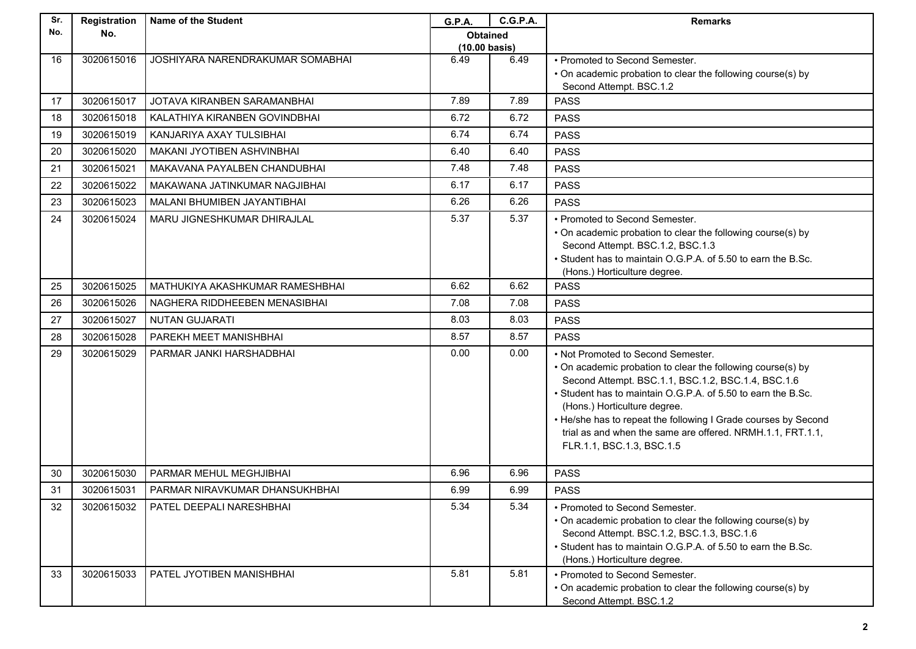| Sr. No. | Registration No. | Name of the Student | G.P.A. | C.G.P.A. | Remarks |
|---|---|---|---|---|---|
| | | | Obtained (10.00 basis) | | |
| 16 | 3020615016 | JOSHIYARA NARENDRAKUMAR SOMABHAI | 6.49 | 6.49 | • Promoted to Second Semester. • On academic probation to clear the following course(s) by Second Attempt. BSC.1.2 |
| 17 | 3020615017 | JOTAVA KIRANBEN SARAMANBHAI | 7.89 | 7.89 | PASS |
| 18 | 3020615018 | KALATHIYA KIRANBEN GOVINDBHAI | 6.72 | 6.72 | PASS |
| 19 | 3020615019 | KANJARIYA AXAY TULSIBHAI | 6.74 | 6.74 | PASS |
| 20 | 3020615020 | MAKANI JYOTIBEN ASHVINBHAI | 6.40 | 6.40 | PASS |
| 21 | 3020615021 | MAKAVANA PAYALBEN CHANDUBHAI | 7.48 | 7.48 | PASS |
| 22 | 3020615022 | MAKAWANA JATINKUMAR NAGJIBHAI | 6.17 | 6.17 | PASS |
| 23 | 3020615023 | MALANI BHUMIBEN JAYANTIBHAI | 6.26 | 6.26 | PASS |
| 24 | 3020615024 | MARU JIGNESHKUMAR DHIRAJLAL | 5.37 | 5.37 | • Promoted to Second Semester. • On academic probation to clear the following course(s) by Second Attempt. BSC.1.2, BSC.1.3 • Student has to maintain O.G.P.A. of 5.50 to earn the B.Sc. (Hons.) Horticulture degree. |
| 25 | 3020615025 | MATHUKIYA AKASHKUMAR RAMESHBHAI | 6.62 | 6.62 | PASS |
| 26 | 3020615026 | NAGHERA RIDDHEEBEN MENASIBHAI | 7.08 | 7.08 | PASS |
| 27 | 3020615027 | NUTAN GUJARATI | 8.03 | 8.03 | PASS |
| 28 | 3020615028 | PAREKH MEET MANISHBHAI | 8.57 | 8.57 | PASS |
| 29 | 3020615029 | PARMAR JANKI HARSHADBHAI | 0.00 | 0.00 | • Not Promoted to Second Semester. • On academic probation to clear the following course(s) by Second Attempt. BSC.1.1, BSC.1.2, BSC.1.4, BSC.1.6 • Student has to maintain O.G.P.A. of 5.50 to earn the B.Sc. (Hons.) Horticulture degree. • He/she has to repeat the following I Grade courses by Second trial as and when the same are offered. NRMH.1.1, FRT.1.1, FLR.1.1, BSC.1.3, BSC.1.5 |
| 30 | 3020615030 | PARMAR MEHUL MEGHJIBHAI | 6.96 | 6.96 | PASS |
| 31 | 3020615031 | PARMAR NIRAVKUMAR DHANSUKHBHAI | 6.99 | 6.99 | PASS |
| 32 | 3020615032 | PATEL DEEPALI NARESHBHAI | 5.34 | 5.34 | • Promoted to Second Semester. • On academic probation to clear the following course(s) by Second Attempt. BSC.1.2, BSC.1.3, BSC.1.6 • Student has to maintain O.G.P.A. of 5.50 to earn the B.Sc. (Hons.) Horticulture degree. |
| 33 | 3020615033 | PATEL JYOTIBEN MANISHBHAI | 5.81 | 5.81 | • Promoted to Second Semester. • On academic probation to clear the following course(s) by Second Attempt. BSC.1.2 |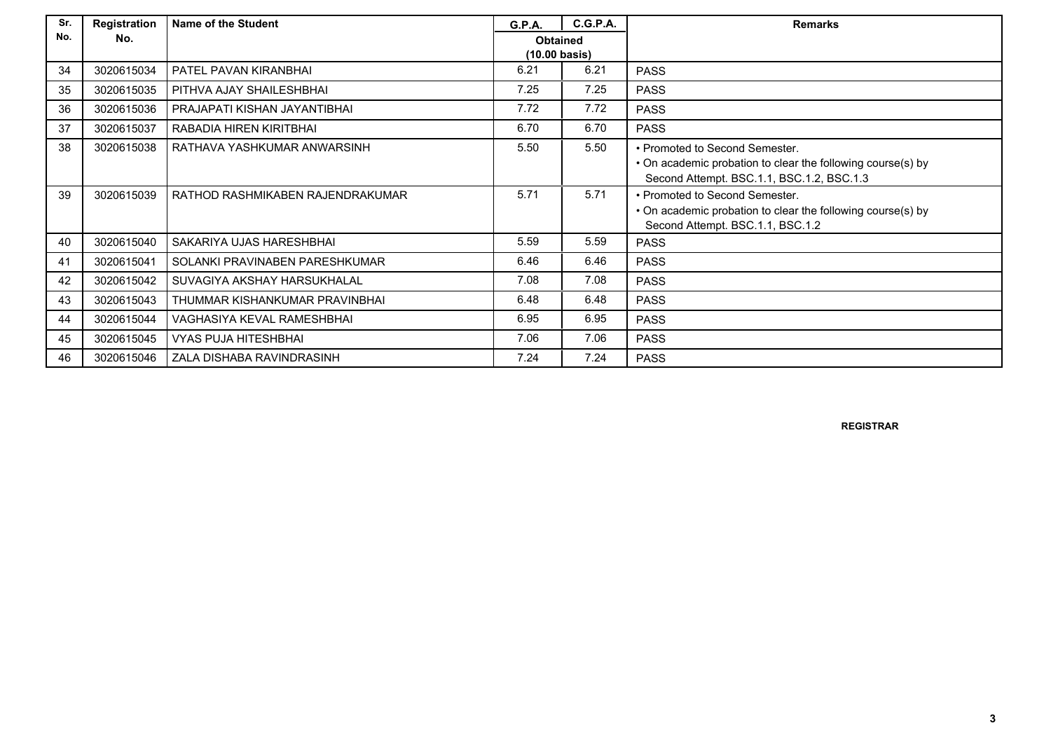| Sr. No. | Registration No. | Name of the Student | G.P.A. | C.G.P.A. | Remarks |
|---|---|---|---|---|---|
| | | | Obtained (10.00 basis) | | |
| 34 | 3020615034 | PATEL PAVAN KIRANBHAI | 6.21 | 6.21 | PASS |
| 35 | 3020615035 | PITHVA AJAY SHAILESHBHAI | 7.25 | 7.25 | PASS |
| 36 | 3020615036 | PRAJAPATI KISHAN JAYANTIBHAI | 7.72 | 7.72 | PASS |
| 37 | 3020615037 | RABADIA HIREN KIRITBHAI | 6.70 | 6.70 | PASS |
| 38 | 3020615038 | RATHAVA YASHKUMAR ANWARSINH | 5.50 | 5.50 | • Promoted to Second Semester. • On academic probation to clear the following course(s) by Second Attempt. BSC.1.1, BSC.1.2, BSC.1.3 |
| 39 | 3020615039 | RATHOD RASHMIKABEN RAJENDRAKUMAR | 5.71 | 5.71 | • Promoted to Second Semester. • On academic probation to clear the following course(s) by Second Attempt. BSC.1.1, BSC.1.2 |
| 40 | 3020615040 | SAKARIYA UJAS HARESHBHAI | 5.59 | 5.59 | PASS |
| 41 | 3020615041 | SOLANKI PRAVINABEN PARESHKUMAR | 6.46 | 6.46 | PASS |
| 42 | 3020615042 | SUVAGIYA AKSHAY HARSUKHALAL | 7.08 | 7.08 | PASS |
| 43 | 3020615043 | THUMMAR KISHANKUMAR PRAVINBHAI | 6.48 | 6.48 | PASS |
| 44 | 3020615044 | VAGHASIYA KEVAL RAMESHBHAI | 6.95 | 6.95 | PASS |
| 45 | 3020615045 | VYAS PUJA HITESHBHAI | 7.06 | 7.06 | PASS |
| 46 | 3020615046 | ZALA DISHABA RAVINDRASINH | 7.24 | 7.24 | PASS |

**REGISTRAR**